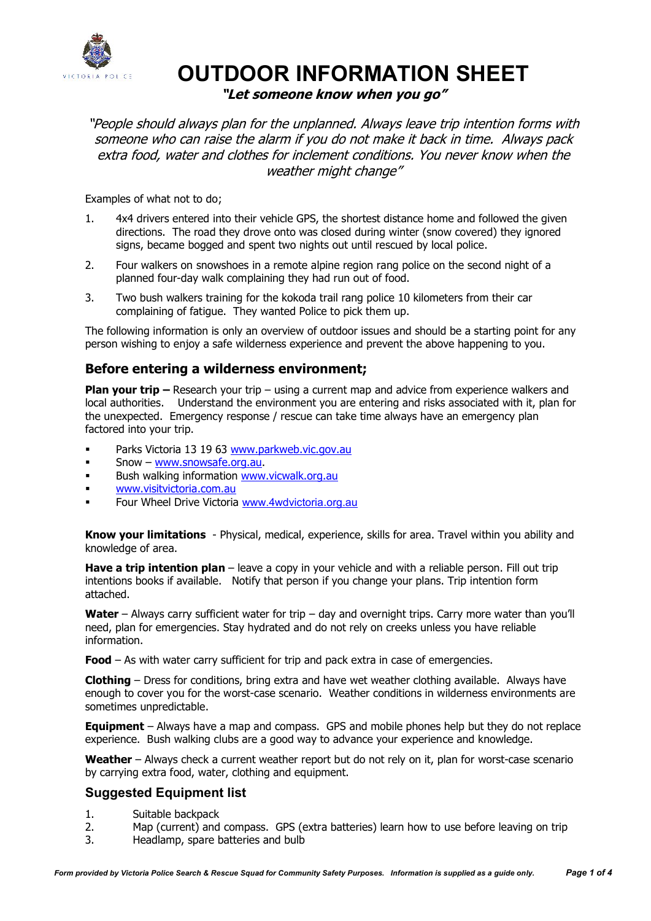# OUTDOOR INFORMATION SHEET

***"Let someone know when you go"***

*"People should always plan for the unplanned. Always leave trip intention forms with someone who can raise the alarm if you do not make it back in time. Always pack extra food, water and clothes for inclement conditions. You never know when the weather might change"*

Examples of what not to do;

1. 4x4 drivers entered into their vehicle GPS, the shortest distance home and followed the given directions. The road they drove onto was closed during winter (snow covered) they ignored signs, became bogged and spent two nights out until rescued by local police.
2. Four walkers on snowshoes in a remote alpine region rang police on the second night of a planned four-day walk complaining they had run out of food.
3. Two bush walkers training for the kokoda trail rang police 10 kilometers from their car complaining of fatigue. They wanted Police to pick them up.

The following information is only an overview of outdoor issues and should be a starting point for any person wishing to enjoy a safe wilderness experience and prevent the above happening to you.

## Before entering a wilderness environment;

**Plan your trip –** Research your trip – using a current map and advice from experience walkers and local authorities. Understand the environment you are entering and risks associated with it, plan for the unexpected. Emergency response / rescue can take time always have an emergency plan factored into your trip.

- Parks Victoria 13 19 63 www.parkweb.vic.gov.au
- Snow – www.snowsafe.org.au.
- Bush walking information www.vicwalk.org.au
- www.visitvictoria.com.au
- Four Wheel Drive Victoria www.4wdvictoria.org.au

**Know your limitations** - Physical, medical, experience, skills for area. Travel within you ability and knowledge of area.

**Have a trip intention plan** – leave a copy in your vehicle and with a reliable person. Fill out trip intentions books if available. Notify that person if you change your plans. Trip intention form attached.

**Water** – Always carry sufficient water for trip – day and overnight trips. Carry more water than you'll need, plan for emergencies. Stay hydrated and do not rely on creeks unless you have reliable information.

**Food** – As with water carry sufficient for trip and pack extra in case of emergencies.

**Clothing** – Dress for conditions, bring extra and have wet weather clothing available. Always have enough to cover you for the worst-case scenario. Weather conditions in wilderness environments are sometimes unpredictable.

**Equipment** – Always have a map and compass. GPS and mobile phones help but they do not replace experience. Bush walking clubs are a good way to advance your experience and knowledge.

**Weather** – Always check a current weather report but do not rely on it, plan for worst-case scenario by carrying extra food, water, clothing and equipment.

## Suggested Equipment list

1. Suitable backpack
2. Map (current) and compass. GPS (extra batteries) learn how to use before leaving on trip
3. Headlamp, spare batteries and bulb

*Form provided by Victoria Police Search & Rescue Squad for Community Safety Purposes. Information is supplied as a guide only.*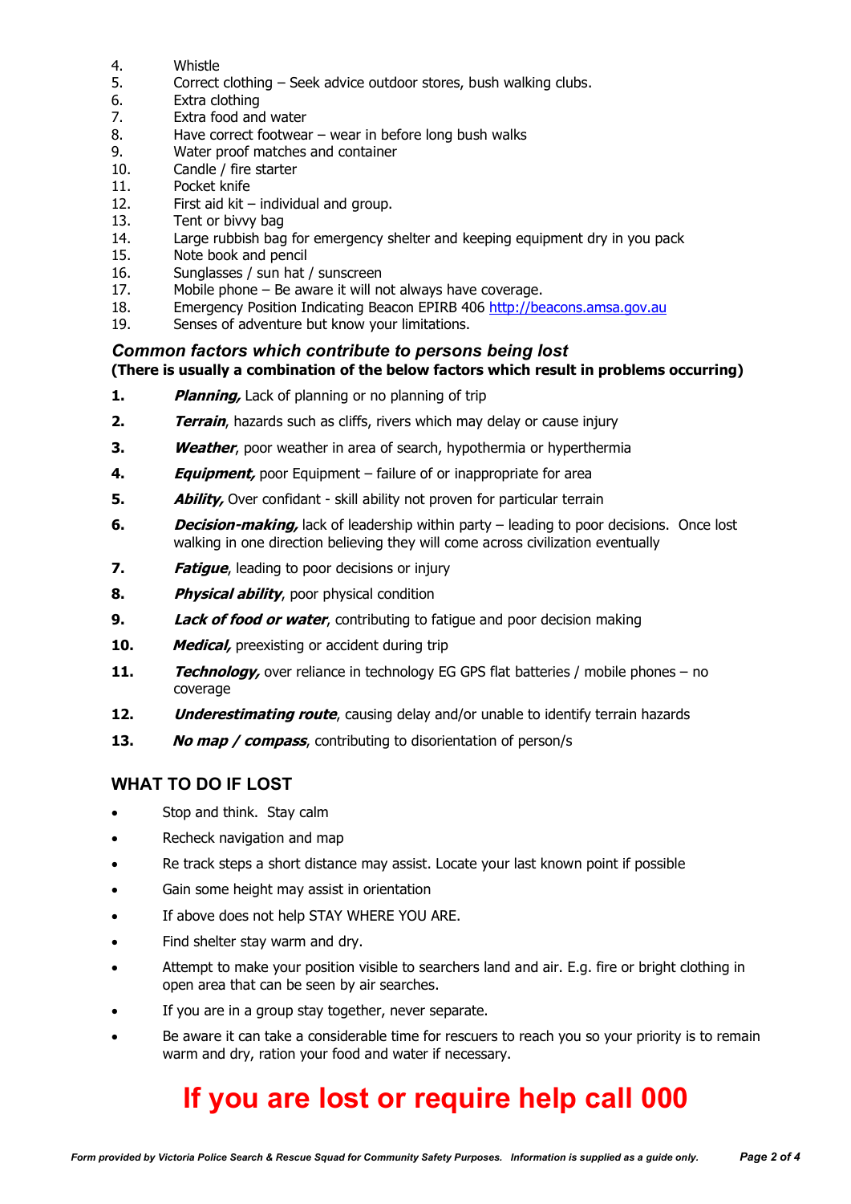4. Whistle
5. Correct clothing – Seek advice outdoor stores, bush walking clubs.
6. Extra clothing
7. Extra food and water
8. Have correct footwear – wear in before long bush walks
9. Water proof matches and container
10. Candle / fire starter
11. Pocket knife
12. First aid kit – individual and group.
13. Tent or bivvy bag
14. Large rubbish bag for emergency shelter and keeping equipment dry in you pack
15. Note book and pencil
16. Sunglasses / sun hat / sunscreen
17. Mobile phone – Be aware it will not always have coverage.
18. Emergency Position Indicating Beacon EPIRB 406 http://beacons.amsa.gov.au
19. Senses of adventure but know your limitations.

### *Common factors which contribute to persons being lost*

**(There is usually a combination of the below factors which result in problems occurring)**

1. ***Planning,*** Lack of planning or no planning of trip
2. ***Terrain***, hazards such as cliffs, rivers which may delay or cause injury
3. ***Weather***, poor weather in area of search, hypothermia or hyperthermia
4. ***Equipment,*** poor Equipment – failure of or inappropriate for area
5. ***Ability,*** Over confidant - skill ability not proven for particular terrain
6. ***Decision-making,*** lack of leadership within party – leading to poor decisions. Once lost walking in one direction believing they will come across civilization eventually
7. ***Fatigue***, leading to poor decisions or injury
8. ***Physical ability***, poor physical condition
9. ***Lack of food or water***, contributing to fatigue and poor decision making
10. ***Medical,*** preexisting or accident during trip
11. ***Technology,*** over reliance in technology EG GPS flat batteries / mobile phones – no coverage
12. ***Underestimating route***, causing delay and/or unable to identify terrain hazards
13. ***No map / compass***, contributing to disorientation of person/s

### WHAT TO DO IF LOST

- Stop and think. Stay calm
- Recheck navigation and map
- Re track steps a short distance may assist. Locate your last known point if possible
- Gain some height may assist in orientation
- If above does not help STAY WHERE YOU ARE.
- Find shelter stay warm and dry.
- Attempt to make your position visible to searchers land and air. E.g. fire or bright clothing in open area that can be seen by air searches.
- If you are in a group stay together, never separate.
- Be aware it can take a considerable time for rescuers to reach you so your priority is to remain warm and dry, ration your food and water if necessary.

# If you are lost or require help call 000

*Form provided by Victoria Police Search & Rescue Squad for Community Safety Purposes. Information is supplied as a guide only.*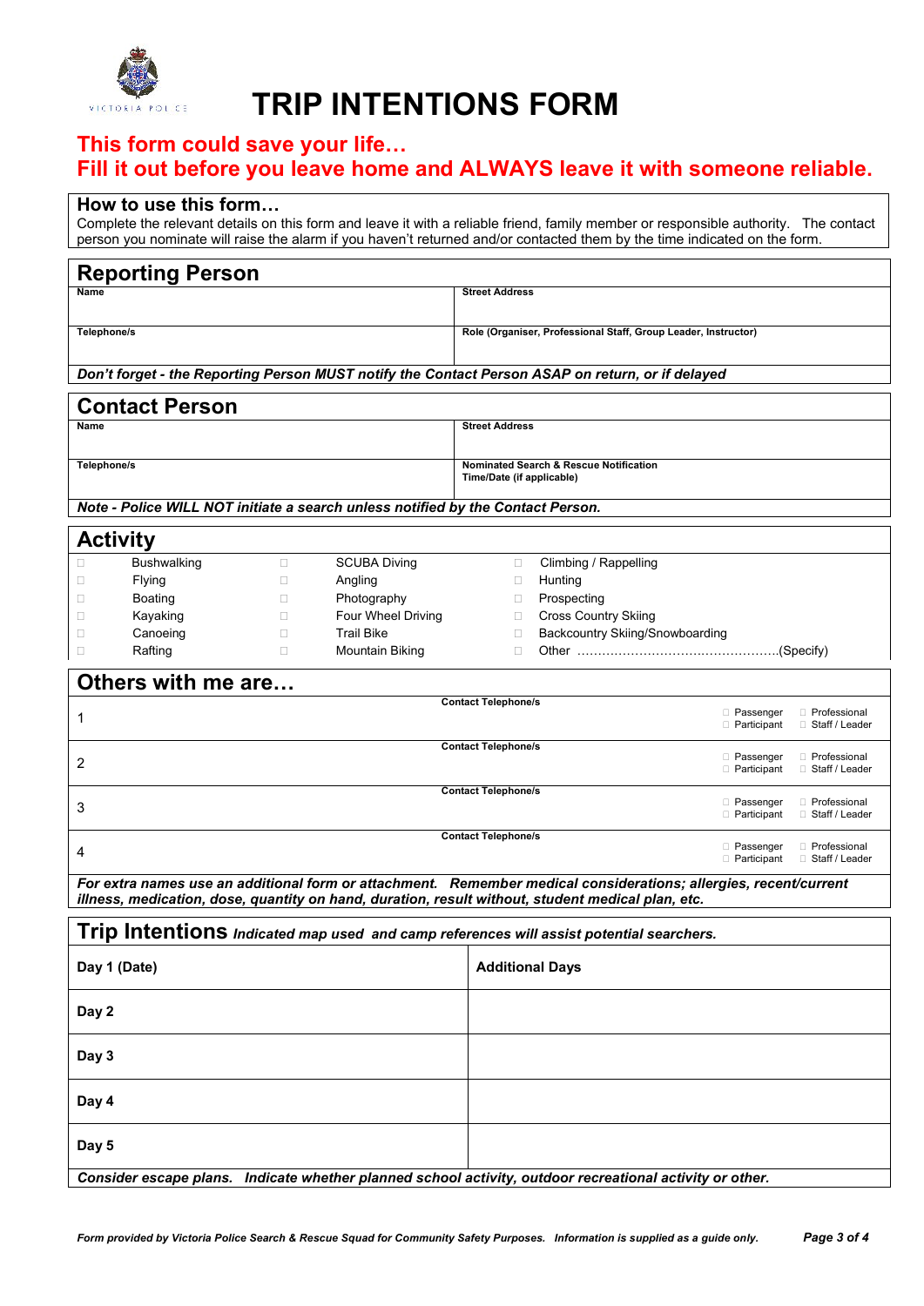VICTORIA POLICE

# TRIP INTENTIONS FORM

## This form could save your life…
## Fill it out before you leave home and ALWAYS leave it with someone reliable.

### How to use this form…

Complete the relevant details on this form and leave it with a reliable friend, family member or responsible authority. The contact person you nominate will raise the alarm if you haven't returned and/or contacted them by the time indicated on the form.

## Reporting Person

| Name | Street Address |
|---|---|
| **Telephone/s** | **Role (Organiser, Professional Staff, Group Leader, Instructor)** |

*Don't forget - the Reporting Person MUST notify the Contact Person ASAP on return, or if delayed*

## Contact Person

| Name | Street Address |
|---|---|
| **Telephone/s** | **Nominated Search & Rescue Notification Time/Date (if applicable)** |

*Note - Police WILL NOT initiate a search unless notified by the Contact Person.*

## Activity

| | | |
|---|---|---|
| ☐ Bushwalking | ☐ SCUBA Diving | ☐ Climbing / Rappelling |
| ☐ Flying | ☐ Angling | ☐ Hunting |
| ☐ Boating | ☐ Photography | ☐ Prospecting |
| ☐ Kayaking | ☐ Four Wheel Driving | ☐ Cross Country Skiing |
| ☐ Canoeing | ☐ Trail Bike | ☐ Backcountry Skiing/Snowboarding |
| ☐ Rafting | ☐ Mountain Biking | ☐ Other ……………………………………………(Specify) |

## Others with me are…

| | Contact Telephone/s | |
|---|---|---|
| 1 | | ☐ Passenger ☐ Participant ☐ Professional ☐ Staff / Leader |
| 2 | | ☐ Passenger ☐ Participant ☐ Professional ☐ Staff / Leader |
| 3 | | ☐ Passenger ☐ Participant ☐ Professional ☐ Staff / Leader |
| 4 | | ☐ Passenger ☐ Participant ☐ Professional ☐ Staff / Leader |

***For extra names use an additional form or attachment. Remember medical considerations; allergies, recent/current illness, medication, dose, quantity on hand, duration, result without, student medical plan, etc.***

## Trip Intentions *Indicated map used and camp references will assist potential searchers.*

| Day 1 (Date) | Additional Days |
|---|---|
| **Day 2** | |
| **Day 3** | |
| **Day 4** | |
| **Day 5** | |

***Consider escape plans. Indicate whether planned school activity, outdoor recreational activity or other.***

*Form provided by Victoria Police Search & Rescue Squad for Community Safety Purposes. Information is supplied as a guide only.*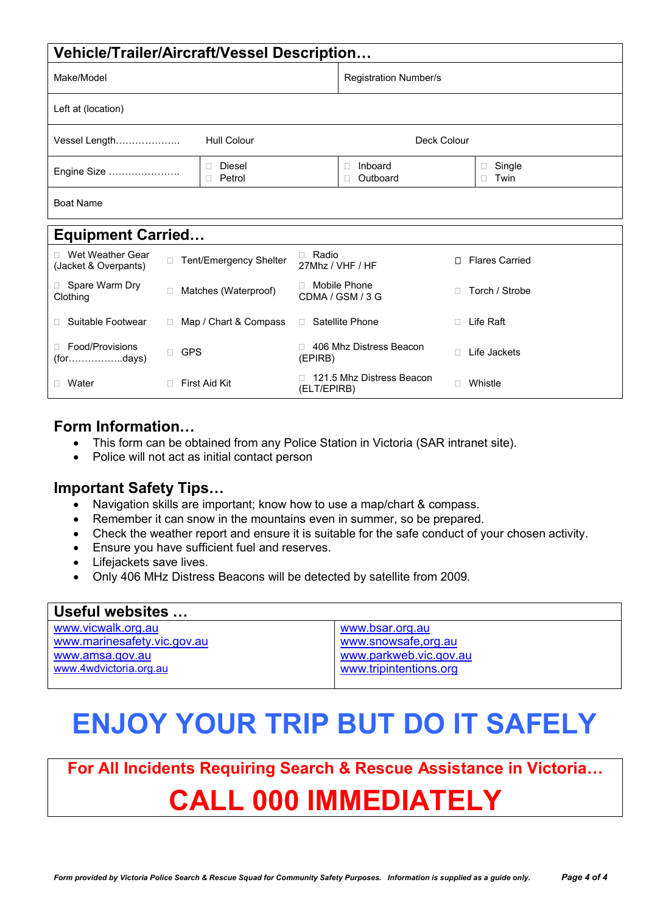## Vehicle/Trailer/Aircraft/Vessel Description…

| | | | |
|---|---|---|---|
| Make/Model | | Registration Number/s | |
| Left at (location) | | | |
| Vessel Length……………….. | Hull Colour | Deck Colour | |
| Engine Size …………………. | ☐ Diesel<br>☐ Petrol | ☐ Inboard<br>☐ Outboard | ☐ Single<br>☐ Twin |
| Boat Name | | | |

## Equipment Carried…

| | | | |
|---|---|---|---|
| ☐ Wet Weather Gear (Jacket & Overpants) | ☐ Tent/Emergency Shelter | ☐ Radio 27Mhz / VHF / HF | ☐ Flares Carried |
| ☐ Spare Warm Dry Clothing | ☐ Matches (Waterproof) | ☐ Mobile Phone CDMA / GSM / 3 G | ☐ Torch / Strobe |
| ☐ Suitable Footwear | ☐ Map / Chart & Compass | ☐ Satellite Phone | ☐ Life Raft |
| ☐ Food/Provisions (for…………….days) | ☐ GPS | ☐ 406 Mhz Distress Beacon (EPIRB) | ☐ Life Jackets |
| ☐ Water | ☐ First Aid Kit | ☐ 121.5 Mhz Distress Beacon (ELT/EPIRB) | ☐ Whistle |

## Form Information…

- This form can be obtained from any Police Station in Victoria (SAR intranet site).
- Police will not act as initial contact person

## Important Safety Tips…

- Navigation skills are important; know how to use a map/chart & compass.
- Remember it can snow in the mountains even in summer, so be prepared.
- Check the weather report and ensure it is suitable for the safe conduct of your chosen activity.
- Ensure you have sufficient fuel and reserves.
- Lifejackets save lives.
- Only 406 MHz Distress Beacons will be detected by satellite from 2009.

## Useful websites …

| | |
|---|---|
| www.vicwalk.org.au | www.bsar.org.au |
| www.marinesafety.vic.gov.au | www.snowsafe,org.au |
| www.amsa.gov.au | www.parkweb.vic.gov.au |
| www.4wdvictoria.org.au | www.tripintentions.org |

# ENJOY YOUR TRIP BUT DO IT SAFELY

**For All Incidents Requiring Search & Rescue Assistance in Victoria…**

# CALL 000 IMMEDIATELY

*Form provided by Victoria Police Search & Rescue Squad for Community Safety Purposes. Information is supplied as a guide only.*